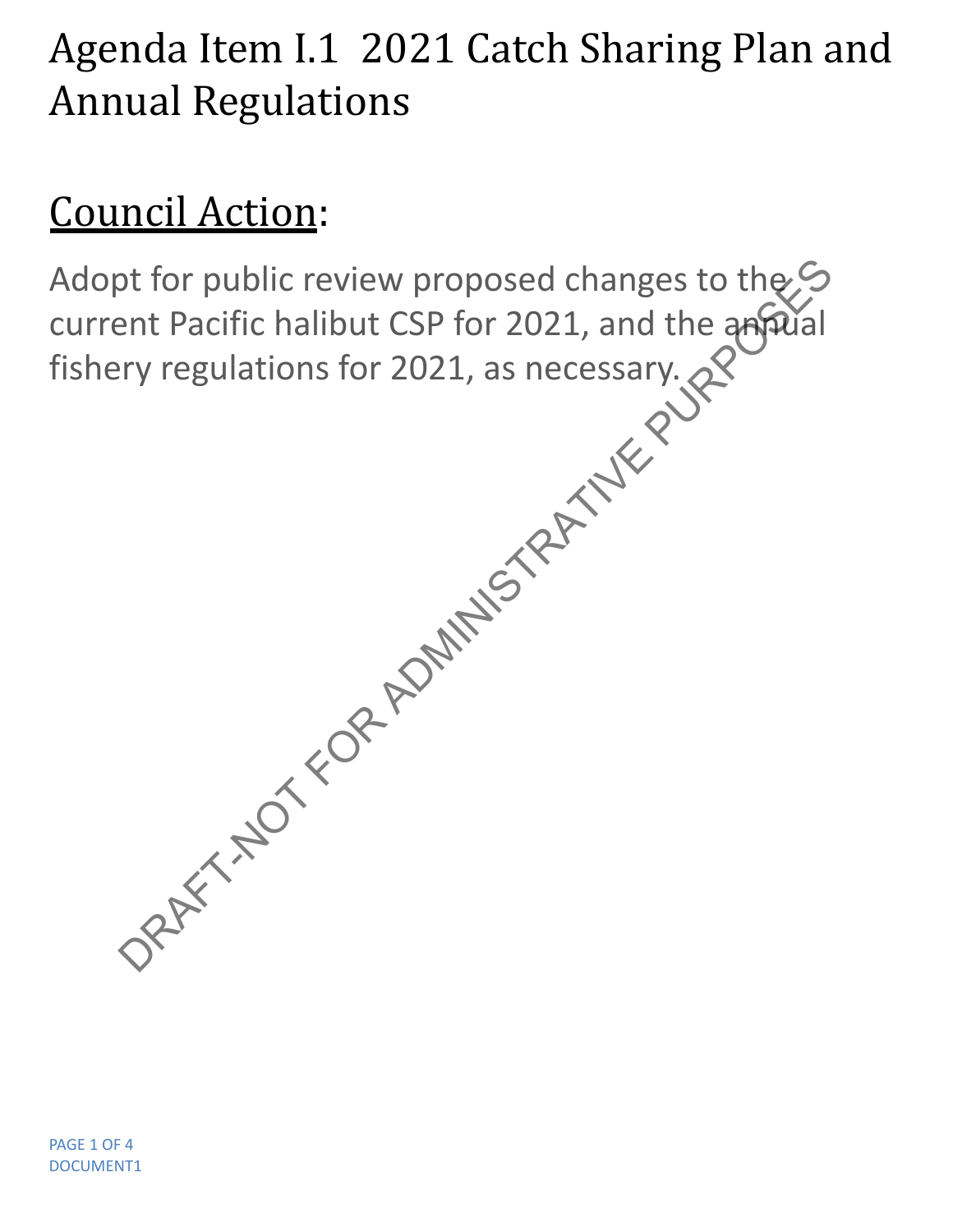# Agenda Item I.1 2021 Catch Sharing Plan and Annual Regulations

## Council Action:

Adopt for public review proposed changes to the current Pacific halibut CSP for 2021, and the annual fishery regulations for 2021, as necessary.

DRAFT-NOT FOR ADMINISTRATIVE PURPOSES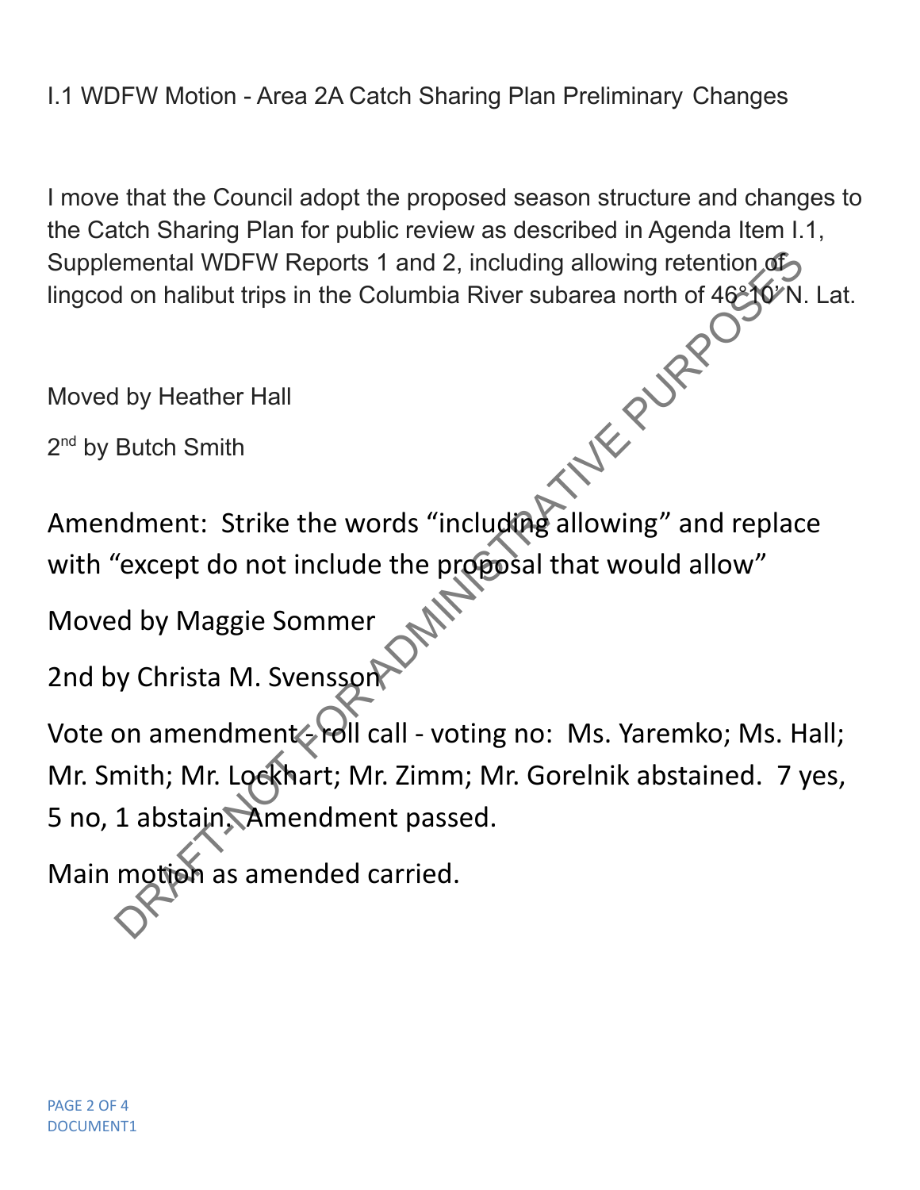I.1 WDFW Motion - Area 2A Catch Sharing Plan Preliminary Changes

I move that the Council adopt the proposed season structure and changes to the Catch Sharing Plan for public review as described in Agenda Item I.1, Supplemental WDFW Reports 1 and 2, including allowing retention of lingcod on halibut trips in the Columbia River subarea north of 46°10' N. Lat.

Moved by Heather Hall

2nd by Butch Smith

Amendment: Strike the words "including allowing" and replace with "except do not include the proposal that would allow"

Moved by Maggie Sommer

2nd by Christa M. Svensson

Vote on amendment - roll call - voting no: Ms. Yaremko; Ms. Hall; Mr. Smith; Mr. Lockhart; Mr. Zimm; Mr. Gorelnik abstained. 7 yes, 5 no, 1 abstain. Amendment passed.

Main motion as amended carried.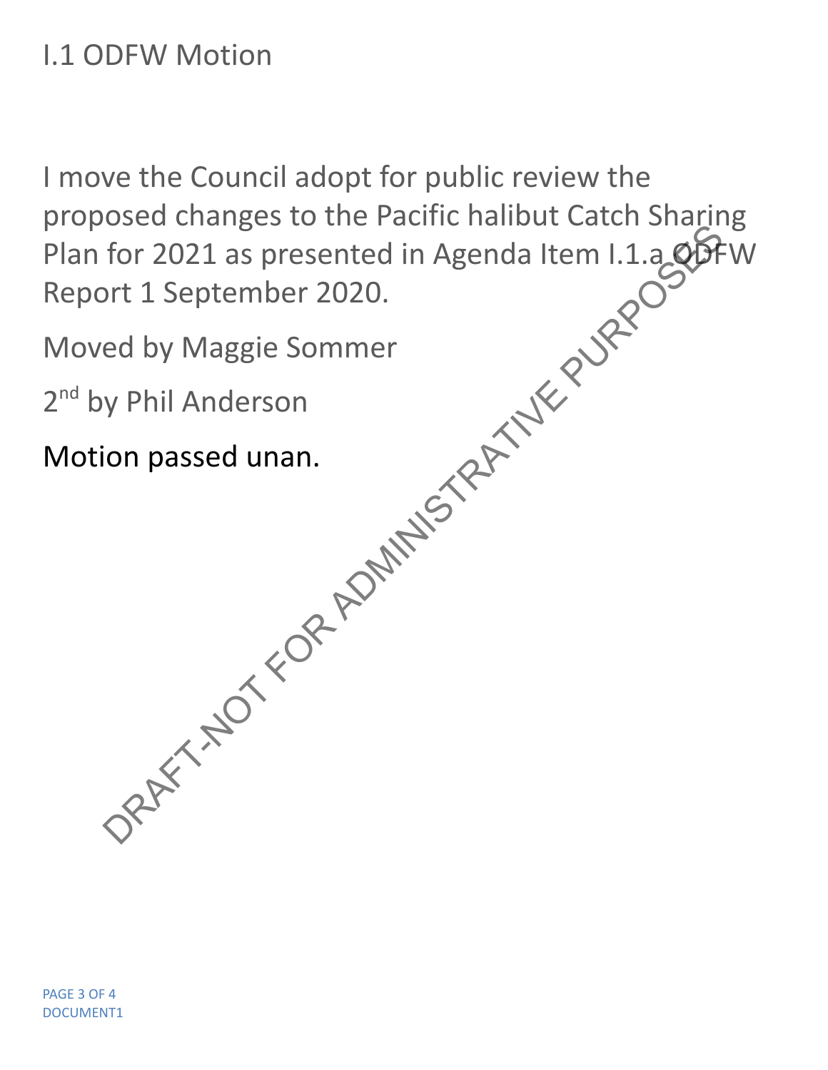# I.1 ODFW Motion

I move the Council adopt for public review the proposed changes to the Pacific halibut Catch Sharing Plan for 2021 as presented in Agenda Item I.1.a ODFW Report 1 September 2020.

Moved by Maggie Sommer

2nd by Phil Anderson

Motion passed unan.

DRAFT-NOT FOR ADMINISTRATIVE PURPOSES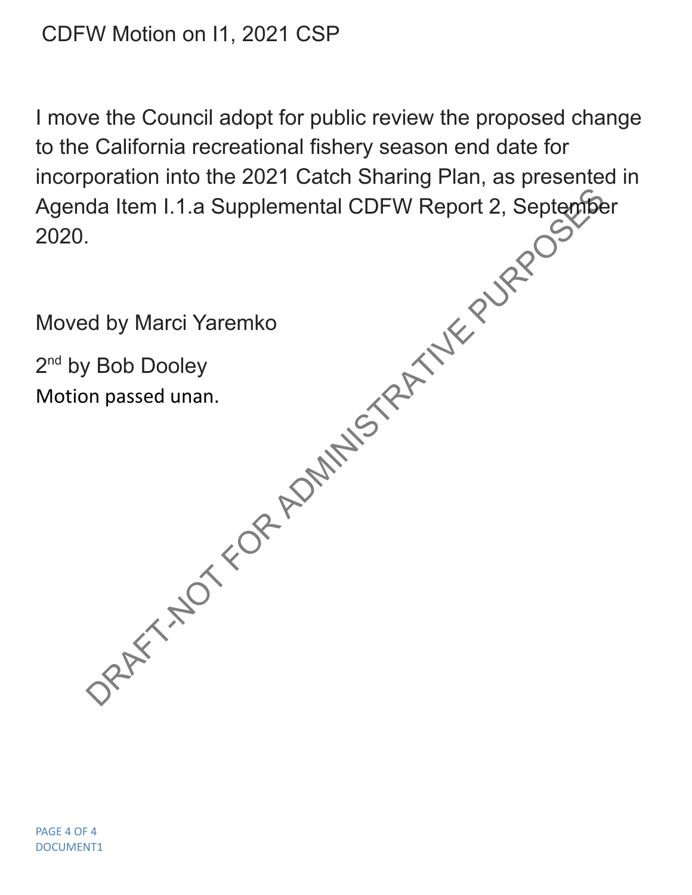CDFW Motion on I1, 2021 CSP

I move the Council adopt for public review the proposed change to the California recreational fishery season end date for incorporation into the 2021 Catch Sharing Plan, as presented in Agenda Item I.1.a Supplemental CDFW Report 2, September 2020.

Moved by Marci Yaremko

2nd by Bob Dooley

Motion passed unan.

DRAFT-NOT FOR ADMINISTRATIVE PURPOSES